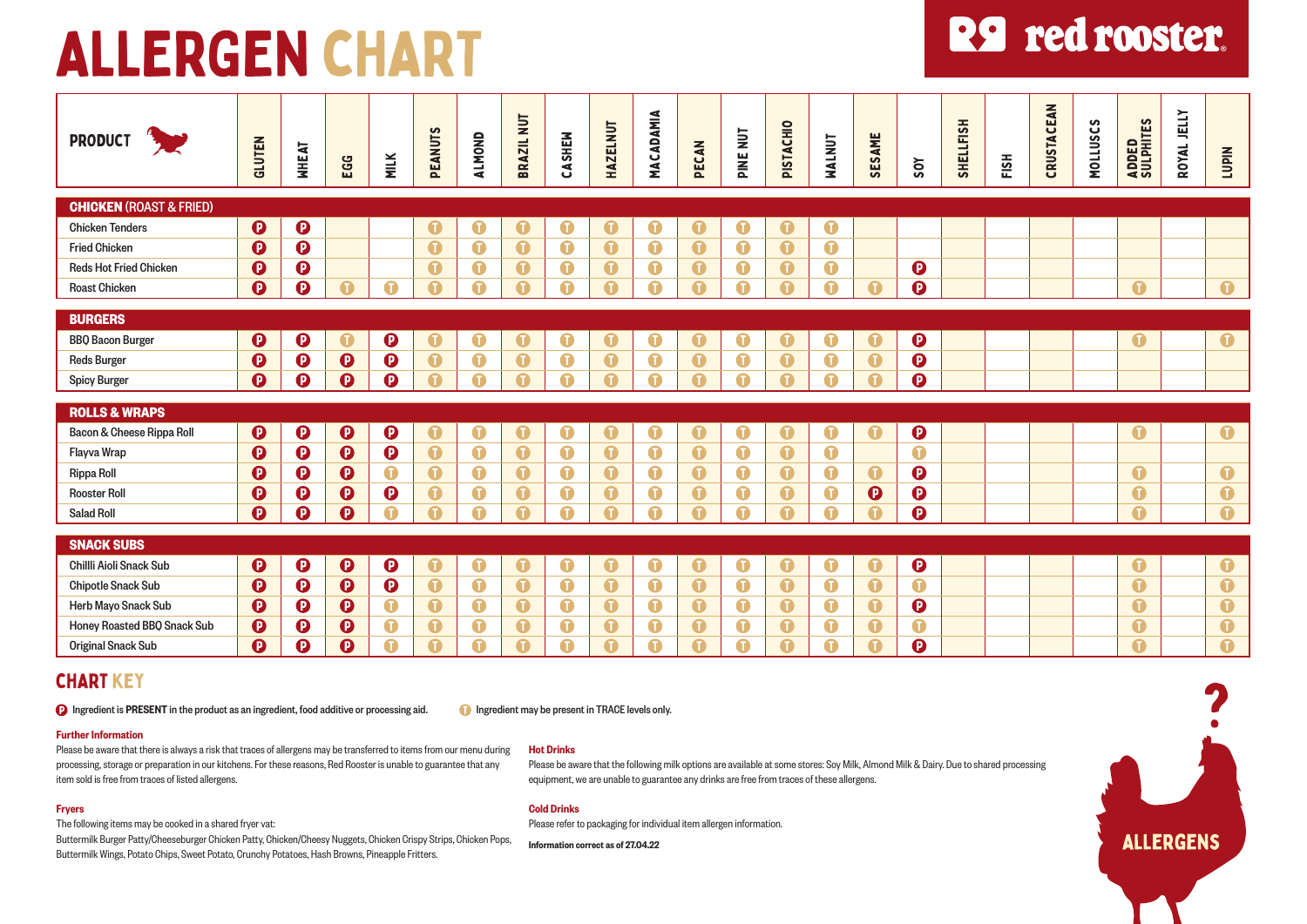# ALLERGEN CHART

**red rooster**

| PRODUCT | GLUTEN | WHEAT | EGG | MILK | PEANUTS | ALMOND | BRAZIL NUT | CASHEW | HAZELNUT | MACADAMIA | PECAN | PINE NUT | PISTACHIO | WALNUT | SESAME | SOY | SHELLFISH | FISH | CRUSTACEAN | MOLLUSCS | ADDED SULPHITES | ROYAL JELLY | LUPIN |
|---|---|---|---|---|---|---|---|---|---|---|---|---|---|---|---|---|---|---|---|---|---|---|---|
| **CHICKEN** (ROAST & FRIED) | | | | | | | | | | | | | | | | | | | | | | | |
| Chicken Tenders | P | P | | | T | T | T | T | T | T | T | T | T | T | | | | | | | | | |
| Fried Chicken | P | P | | | T | T | T | T | T | T | T | T | T | T | | | | | | | | | |
| Reds Hot Fried Chicken | P | P | | | T | T | T | T | T | T | T | T | T | T | | P | | | | | | | |
| Roast Chicken | P | P | T | T | T | T | T | T | T | T | T | T | T | T | T | P | | | | | T | | T |
| **BURGERS** | | | | | | | | | | | | | | | | | | | | | | | |
| BBQ Bacon Burger | P | P | T | P | T | T | T | T | T | T | T | T | T | T | T | P | | | | | T | | T |
| Reds Burger | P | P | P | P | T | T | T | T | T | T | T | T | T | T | T | P | | | | | | | |
| Spicy Burger | P | P | P | P | T | T | T | T | T | T | T | T | T | T | T | P | | | | | | | |
| **ROLLS & WRAPS** | | | | | | | | | | | | | | | | | | | | | | | |
| Bacon & Cheese Rippa Roll | P | P | P | P | T | T | T | T | T | T | T | T | T | T | T | P | | | | | T | | T |
| Flayva Wrap | P | P | P | P | T | T | T | T | T | T | T | T | T | T | | T | | | | | | | |
| Rippa Roll | P | P | P | T | T | T | T | T | T | T | T | T | T | T | T | P | | | | | T | | T |
| Rooster Roll | P | P | P | P | T | T | T | T | T | T | T | T | T | T | P | P | | | | | T | | T |
| Salad Roll | P | P | P | T | T | T | T | T | T | T | T | T | T | T | T | P | | | | | T | | T |
| **SNACK SUBS** | | | | | | | | | | | | | | | | | | | | | | | |
| Chillli Aioli Snack Sub | P | P | P | P | T | T | T | T | T | T | T | T | T | T | T | P | | | | | T | | T |
| Chipotle Snack Sub | P | P | P | P | T | T | T | T | T | T | T | T | T | T | T | T | | | | | T | | T |
| Herb Mayo Snack Sub | P | P | P | T | T | T | T | T | T | T | T | T | T | T | T | P | | | | | T | | T |
| Honey Roasted BBQ Snack Sub | P | P | P | T | T | T | T | T | T | T | T | T | T | T | T | T | | | | | T | | T |
| Original Snack Sub | P | P | P | T | T | T | T | T | T | T | T | T | T | T | T | P | | | | | T | | T |

## CHART KEY

**P** Ingredient is **PRESENT** in the product as an ingredient, food additive or processing aid.

**T** Ingredient may be present in TRACE levels only.

### Further Information

Please be aware that there is always a risk that traces of allergens may be transferred to items from our menu during processing, storage or preparation in our kitchens. For these reasons, Red Rooster is unable to guarantee that any item sold is free from traces of listed allergens.

### Fryers

The following items may be cooked in a shared fryer vat:
Buttermilk Burger Patty/Cheeseburger Chicken Patty, Chicken/Cheesy Nuggets, Chicken Crispy Strips, Chicken Pops, Buttermilk Wings, Potato Chips, Sweet Potato, Crunchy Potatoes, Hash Browns, Pineapple Fritters.

### Hot Drinks

Please be aware that the following milk options are available at some stores: Soy Milk, Almond Milk & Dairy. Due to shared processing equipment, we are unable to guarantee any drinks are free from traces of these allergens.

### Cold Drinks

Please refer to packaging for individual item allergen information.

**Information correct as of 27.04.22**

ALLERGENS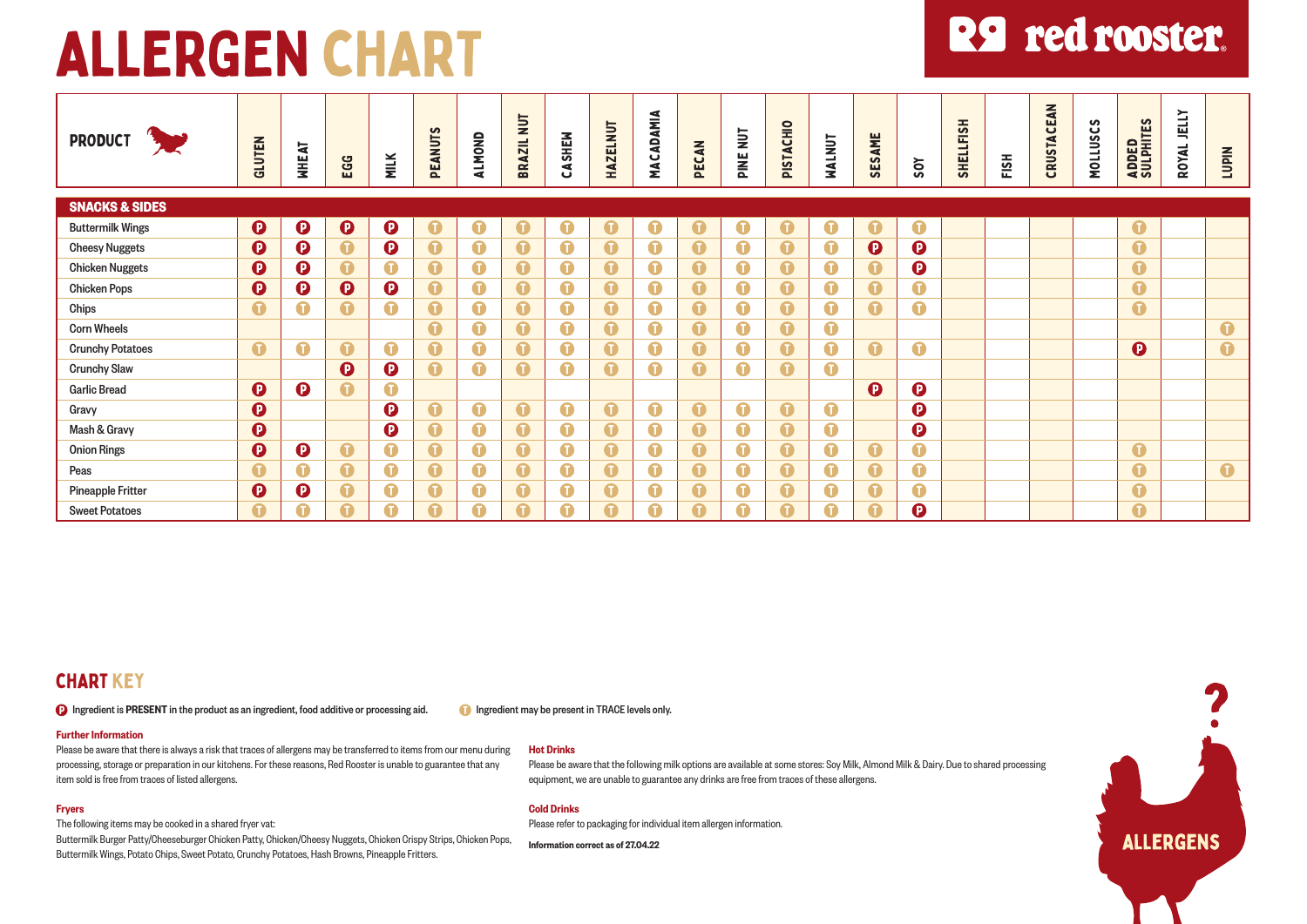# ALLERGEN CHART

red rooster

| PRODUCT | GLUTEN | WHEAT | EGG | MILK | PEANUTS | ALMOND | BRAZIL NUT | CASHEW | HAZELNUT | MACADAMIA | PECAN | PINE NUT | PISTACHIO | WALNUT | SESAME | SOY | SHELLFISH | FISH | CRUSTACEAN | MOLLUSCS | ADDED SULPHITES | ROYAL JELLY | LUPIN |
|---|---|---|---|---|---|---|---|---|---|---|---|---|---|---|---|---|---|---|---|---|---|---|---|
| **SNACKS & SIDES** | | | | | | | | | | | | | | | | | | | | | | | |
| Buttermilk Wings | P | P | P | P | T | T | T | T | T | T | T | T | T | T | T | T | | | | | T | | |
| Cheesy Nuggets | P | P | T | P | T | T | T | T | T | T | T | T | T | T | P | P | | | | | T | | |
| Chicken Nuggets | P | P | T | T | T | T | T | T | T | T | T | T | T | T | T | P | | | | | T | | |
| Chicken Pops | P | P | P | P | T | T | T | T | T | T | T | T | T | T | T | T | | | | | T | | |
| Chips | T | T | T | T | T | T | T | T | T | T | T | T | T | T | T | T | | | | | T | | |
| Corn Wheels | | | | | T | T | T | T | T | T | T | T | T | T | | | | | | | | | T |
| Crunchy Potatoes | T | T | T | T | T | T | T | T | T | T | T | T | T | T | T | T | | | | | P | | T |
| Crunchy Slaw | | | P | P | T | T | T | T | T | T | T | T | T | T | | | | | | | | | |
| Garlic Bread | P | P | T | T | | | | | | | | | | | P | P | | | | | | | |
| Gravy | P | | | P | T | T | T | T | T | T | T | T | T | T | | P | | | | | | | |
| Mash & Gravy | P | | | P | T | T | T | T | T | T | T | T | T | T | | P | | | | | | | |
| Onion Rings | P | P | T | T | T | T | T | T | T | T | T | T | T | T | T | T | | | | | T | | |
| Peas | T | T | T | T | T | T | T | T | T | T | T | T | T | T | T | T | | | | | T | | T |
| Pineapple Fritter | P | P | T | T | T | T | T | T | T | T | T | T | T | T | T | T | | | | | T | | |
| Sweet Potatoes | T | T | T | T | T | T | T | T | T | T | T | T | T | T | T | P | | | | | T | | |

## CHART KEY

P Ingredient is **PRESENT** in the product as an ingredient, food additive or processing aid.

T Ingredient may be present in TRACE levels only.

### Further Information

Please be aware that there is always a risk that traces of allergens may be transferred to items from our menu during processing, storage or preparation in our kitchens. For these reasons, Red Rooster is unable to guarantee that any item sold is free from traces of listed allergens.

### Fryers

The following items may be cooked in a shared fryer vat:
Buttermilk Burger Patty/Cheeseburger Chicken Patty, Chicken/Cheesy Nuggets, Chicken Crispy Strips, Chicken Pops, Buttermilk Wings, Potato Chips, Sweet Potato, Crunchy Potatoes, Hash Browns, Pineapple Fritters.

### Hot Drinks

Please be aware that the following milk options are available at some stores: Soy Milk, Almond Milk & Dairy. Due to shared processing equipment, we are unable to guarantee any drinks are free from traces of these allergens.

### Cold Drinks

Please refer to packaging for individual item allergen information.

**Information correct as of 27.04.22**

ALLERGENS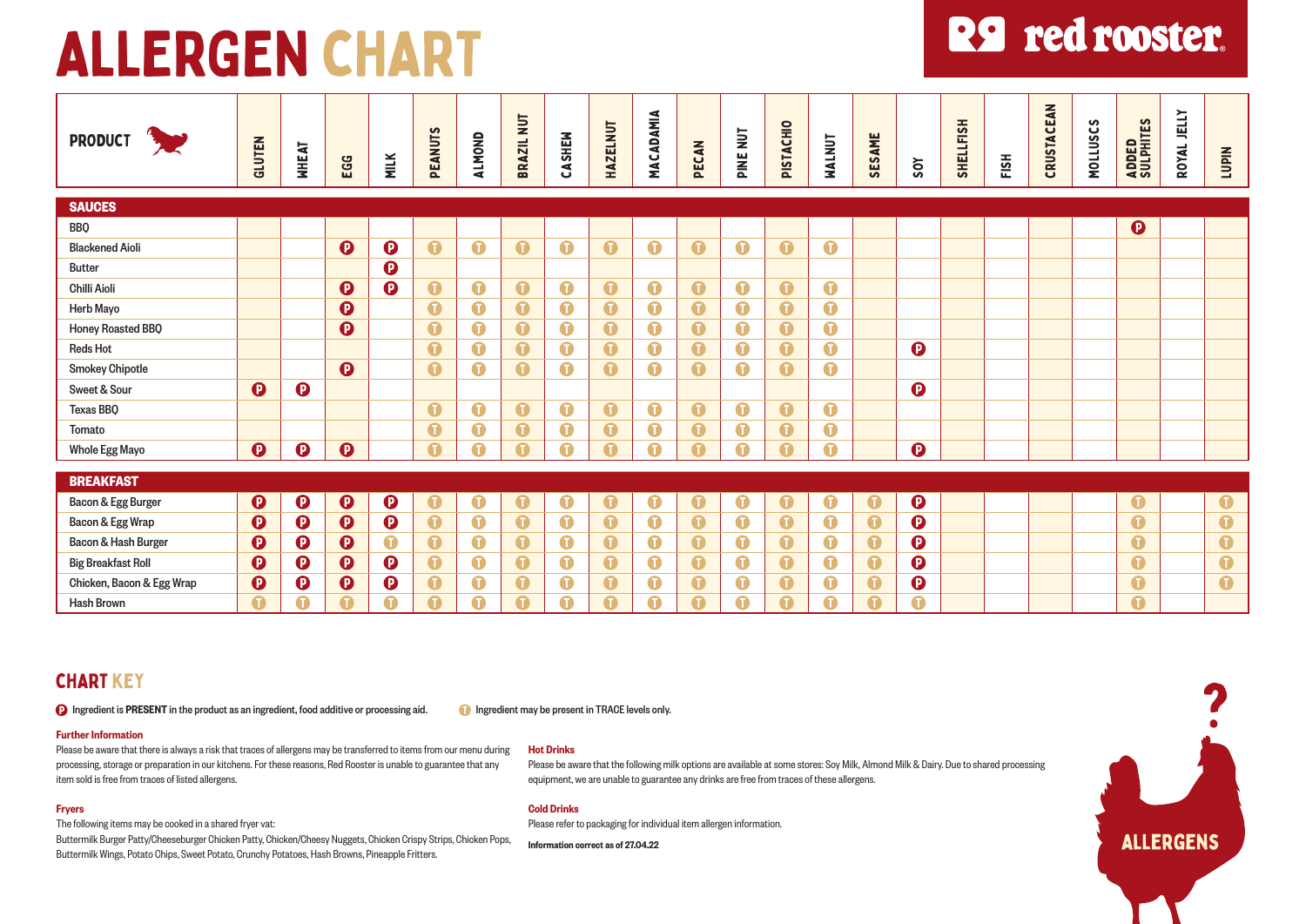# ALLERGEN CHART

red rooster

| PRODUCT | GLUTEN | WHEAT | EGG | MILK | PEANUTS | ALMOND | BRAZIL NUT | CASHEW | HAZELNUT | MACADAMIA | PECAN | PINE NUT | PISTACHIO | WALNUT | SESAME | SOY | SHELLFISH | FISH | CRUSTACEAN | MOLLUSCS | ADDED SULPHITES | ROYAL JELLY | LUPIN |
|---|---|---|---|---|---|---|---|---|---|---|---|---|---|---|---|---|---|---|---|---|---|---|---|
| **SAUCES** | | | | | | | | | | | | | | | | | | | | | | | |
| BBQ | | | | | | | | | | | | | | | | | | | | | P | | |
| Blackened Aioli | | | P | P | T | T | T | T | T | T | T | T | T | T | | | | | | | | | |
| Butter | | | | P | | | | | | | | | | | | | | | | | | | |
| Chilli Aioli | | | P | P | T | T | T | T | T | T | T | T | T | T | | | | | | | | | |
| Herb Mayo | | | P | | T | T | T | T | T | T | T | T | T | T | | | | | | | | | |
| Honey Roasted BBQ | | | P | | T | T | T | T | T | T | T | T | T | T | | | | | | | | | |
| Reds Hot | | | | | T | T | T | T | T | T | T | T | T | T | | P | | | | | | | |
| Smokey Chipotle | | | P | | T | T | T | T | T | T | T | T | T | T | | | | | | | | | |
| Sweet & Sour | P | P | | | | | | | | | | | | | | P | | | | | | | |
| Texas BBQ | | | | | T | T | T | T | T | T | T | T | T | T | | | | | | | | | |
| Tomato | | | | | T | T | T | T | T | T | T | T | T | T | | | | | | | | | |
| Whole Egg Mayo | P | P | P | | T | T | T | T | T | T | T | T | T | T | | P | | | | | | | |
| **BREAKFAST** | | | | | | | | | | | | | | | | | | | | | | | |
| Bacon & Egg Burger | P | P | P | P | T | T | T | T | T | T | T | T | T | T | T | P | | | | | T | | T |
| Bacon & Egg Wrap | P | P | P | P | T | T | T | T | T | T | T | T | T | T | T | P | | | | | T | | T |
| Bacon & Hash Burger | P | P | P | T | T | T | T | T | T | T | T | T | T | T | T | P | | | | | T | | T |
| Big Breakfast Roll | P | P | P | P | T | T | T | T | T | T | T | T | T | T | T | P | | | | | T | | T |
| Chicken, Bacon & Egg Wrap | P | P | P | P | T | T | T | T | T | T | T | T | T | T | T | P | | | | | T | | T |
| Hash Brown | T | T | T | T | T | T | T | T | T | T | T | T | T | T | T | T | | | | | T | | |

## CHART KEY

P Ingredient is **PRESENT** in the product as an ingredient, food additive or processing aid.

T Ingredient may be present in TRACE levels only.

### Further Information

Please be aware that there is always a risk that traces of allergens may be transferred to items from our menu during processing, storage or preparation in our kitchens. For these reasons, Red Rooster is unable to guarantee that any item sold is free from traces of listed allergens.

### Fryers

The following items may be cooked in a shared fryer vat:

Buttermilk Burger Patty/Cheeseburger Chicken Patty, Chicken/Cheesy Nuggets, Chicken Crispy Strips, Chicken Pops, Buttermilk Wings, Potato Chips, Sweet Potato, Crunchy Potatoes, Hash Browns, Pineapple Fritters.

### Hot Drinks

Please be aware that the following milk options are available at some stores: Soy Milk, Almond Milk & Dairy. Due to shared processing equipment, we are unable to guarantee any drinks are free from traces of these allergens.

### Cold Drinks

Please refer to packaging for individual item allergen information.

**Information correct as of 27.04.22**

ALLERGENS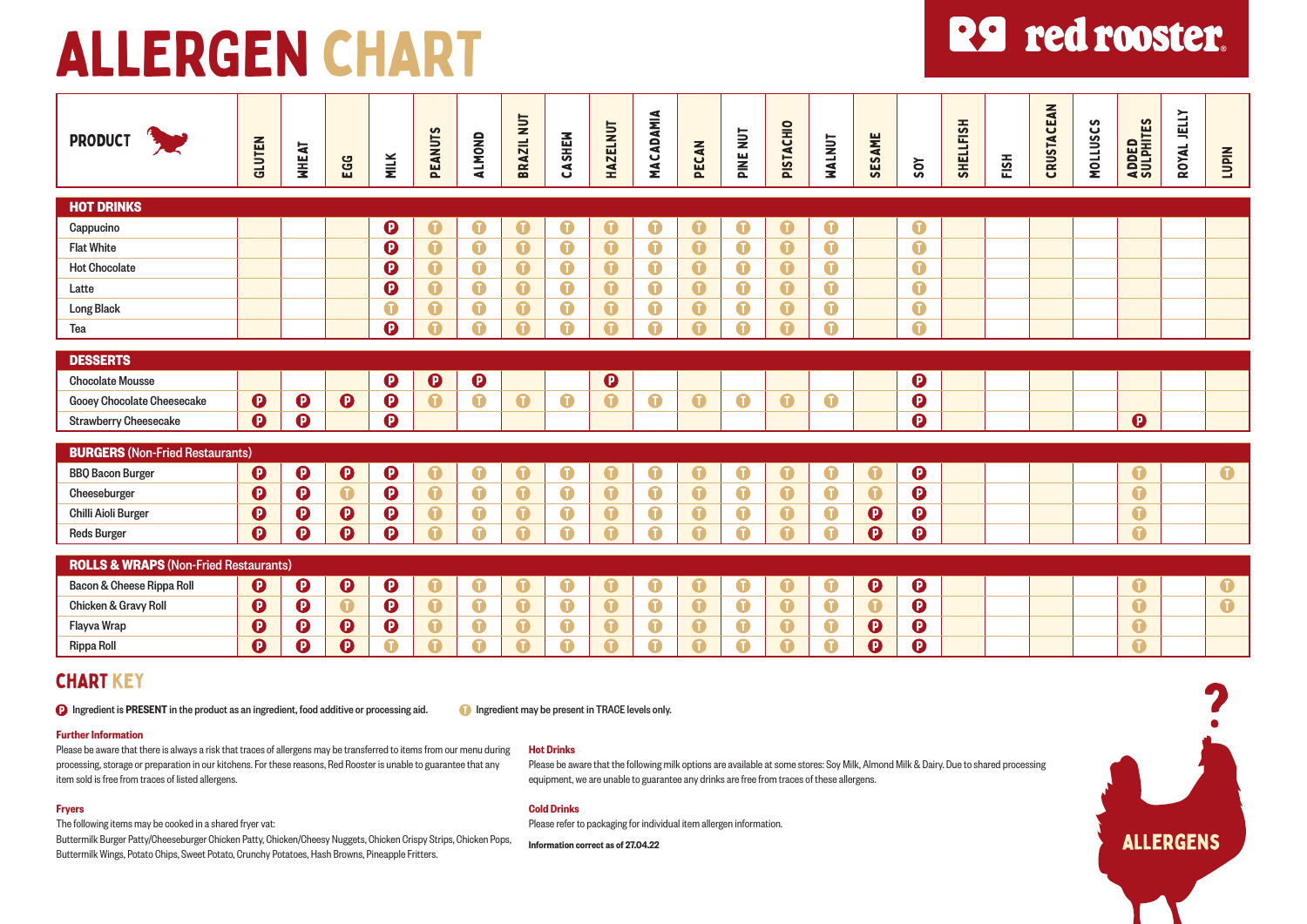# ALLERGEN CHART

red rooster

| PRODUCT | GLUTEN | WHEAT | EGG | MILK | PEANUTS | ALMOND | BRAZIL NUT | CASHEW | HAZELNUT | MACADAMIA | PECAN | PINE NUT | PISTACHIO | WALNUT | SESAME | SOY | SHELLFISH | FISH | CRUSTACEAN | MOLLUSCS | ADDED SULPHITES | ROYAL JELLY | LUPIN |
|---|---|---|---|---|---|---|---|---|---|---|---|---|---|---|---|---|---|---|---|---|---|---|---|
| **HOT DRINKS** | | | | | | | | | | | | | | | | | | | | | | | |
| Cappucino | | | | P | T | T | T | T | T | T | T | T | T | T | | T | | | | | | | |
| Flat White | | | | P | T | T | T | T | T | T | T | T | T | T | | T | | | | | | | |
| Hot Chocolate | | | | P | T | T | T | T | T | T | T | T | T | T | | T | | | | | | | |
| Latte | | | | P | T | T | T | T | T | T | T | T | T | T | | T | | | | | | | |
| Long Black | | | | T | T | T | T | T | T | T | T | T | T | T | | T | | | | | | | |
| Tea | | | | P | T | T | T | T | T | T | T | T | T | T | | T | | | | | | | |
| **DESSERTS** | | | | | | | | | | | | | | | | | | | | | | | |
| Chocolate Mousse | | | | P | P | P | | | P | | | | | | | P | | | | | | | |
| Gooey Chocolate Cheesecake | P | P | P | P | T | T | T | T | T | T | T | T | T | T | | P | | | | | | | |
| Strawberry Cheesecake | P | P | | P | | | | | | | | | | | | P | | | | | P | | |
| **BURGERS** (Non-Fried Restaurants) | | | | | | | | | | | | | | | | | | | | | | | |
| BBQ Bacon Burger | P | P | P | P | T | T | T | T | T | T | T | T | T | T | T | P | | | | | T | | T |
| Cheeseburger | P | P | T | P | T | T | T | T | T | T | T | T | T | T | T | P | | | | | T | | |
| Chilli Aioli Burger | P | P | P | P | T | T | T | T | T | T | T | T | T | T | P | P | | | | | T | | |
| Reds Burger | P | P | P | P | T | T | T | T | T | T | T | T | T | T | P | P | | | | | T | | |
| **ROLLS & WRAPS** (Non-Fried Restaurants) | | | | | | | | | | | | | | | | | | | | | | | |
| Bacon & Cheese Rippa Roll | P | P | P | P | T | T | T | T | T | T | T | T | T | T | P | P | | | | | T | | T |
| Chicken & Gravy Roll | P | P | T | P | T | T | T | T | T | T | T | T | T | T | T | P | | | | | T | | T |
| Flayva Wrap | P | P | P | P | T | T | T | T | T | T | T | T | T | T | P | P | | | | | T | | |
| Rippa Roll | P | P | P | T | T | T | T | T | T | T | T | T | T | T | P | P | | | | | T | | |

## CHART KEY

P Ingredient is **PRESENT** in the product as an ingredient, food additive or processing aid.

T Ingredient may be present in TRACE levels only.

**Further Information**

Please be aware that there is always a risk that traces of allergens may be transferred to items from our menu during processing, storage or preparation in our kitchens. For these reasons, Red Rooster is unable to guarantee that any item sold is free from traces of listed allergens.

**Fryers**

The following items may be cooked in a shared fryer vat:
Buttermilk Burger Patty/Cheeseburger Chicken Patty, Chicken/Cheesy Nuggets, Chicken Crispy Strips, Chicken Pops, Buttermilk Wings, Potato Chips, Sweet Potato, Crunchy Potatoes, Hash Browns, Pineapple Fritters.

**Hot Drinks**

Please be aware that the following milk options are available at some stores: Soy Milk, Almond Milk & Dairy. Due to shared processing equipment, we are unable to guarantee any drinks are free from traces of these allergens.

**Cold Drinks**

Please refer to packaging for individual item allergen information.

**Information correct as of 27.04.22**

ALLERGENS